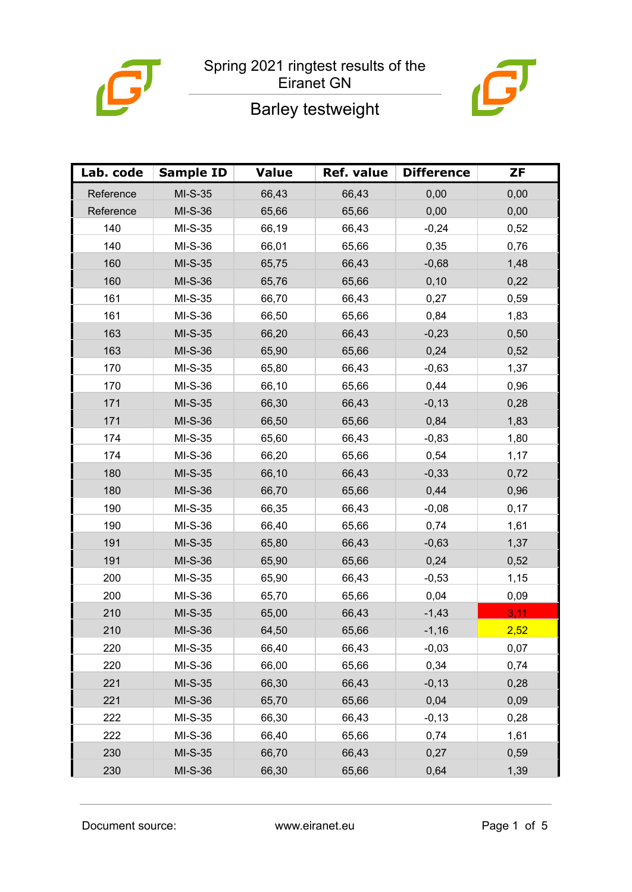# Spring 2021 ringtest results of the Eiranet GN

## Barley testweight

| Lab. code | Sample ID | Value | Ref. value | Difference | ZF |
|---|---|---|---|---|---|
| Reference | MI-S-35 | 66,43 | 66,43 | 0,00 | 0,00 |
| Reference | MI-S-36 | 65,66 | 65,66 | 0,00 | 0,00 |
| 140 | MI-S-35 | 66,19 | 66,43 | -0,24 | 0,52 |
| 140 | MI-S-36 | 66,01 | 65,66 | 0,35 | 0,76 |
| 160 | MI-S-35 | 65,75 | 66,43 | -0,68 | 1,48 |
| 160 | MI-S-36 | 65,76 | 65,66 | 0,10 | 0,22 |
| 161 | MI-S-35 | 66,70 | 66,43 | 0,27 | 0,59 |
| 161 | MI-S-36 | 66,50 | 65,66 | 0,84 | 1,83 |
| 163 | MI-S-35 | 66,20 | 66,43 | -0,23 | 0,50 |
| 163 | MI-S-36 | 65,90 | 65,66 | 0,24 | 0,52 |
| 170 | MI-S-35 | 65,80 | 66,43 | -0,63 | 1,37 |
| 170 | MI-S-36 | 66,10 | 65,66 | 0,44 | 0,96 |
| 171 | MI-S-35 | 66,30 | 66,43 | -0,13 | 0,28 |
| 171 | MI-S-36 | 66,50 | 65,66 | 0,84 | 1,83 |
| 174 | MI-S-35 | 65,60 | 66,43 | -0,83 | 1,80 |
| 174 | MI-S-36 | 66,20 | 65,66 | 0,54 | 1,17 |
| 180 | MI-S-35 | 66,10 | 66,43 | -0,33 | 0,72 |
| 180 | MI-S-36 | 66,70 | 65,66 | 0,44 | 0,96 |
| 190 | MI-S-35 | 66,35 | 66,43 | -0,08 | 0,17 |
| 190 | MI-S-36 | 66,40 | 65,66 | 0,74 | 1,61 |
| 191 | MI-S-35 | 65,80 | 66,43 | -0,63 | 1,37 |
| 191 | MI-S-36 | 65,90 | 65,66 | 0,24 | 0,52 |
| 200 | MI-S-35 | 65,90 | 66,43 | -0,53 | 1,15 |
| 200 | MI-S-36 | 65,70 | 65,66 | 0,04 | 0,09 |
| 210 | MI-S-35 | 65,00 | 66,43 | -1,43 | 3,11 |
| 210 | MI-S-36 | 64,50 | 65,66 | -1,16 | 2,52 |
| 220 | MI-S-35 | 66,40 | 66,43 | -0,03 | 0,07 |
| 220 | MI-S-36 | 66,00 | 65,66 | 0,34 | 0,74 |
| 221 | MI-S-35 | 66,30 | 66,43 | -0,13 | 0,28 |
| 221 | MI-S-36 | 65,70 | 65,66 | 0,04 | 0,09 |
| 222 | MI-S-35 | 66,30 | 66,43 | -0,13 | 0,28 |
| 222 | MI-S-36 | 66,40 | 65,66 | 0,74 | 1,61 |
| 230 | MI-S-35 | 66,70 | 66,43 | 0,27 | 0,59 |
| 230 | MI-S-36 | 66,30 | 65,66 | 0,64 | 1,39 |

Document source: www.eiranet.eu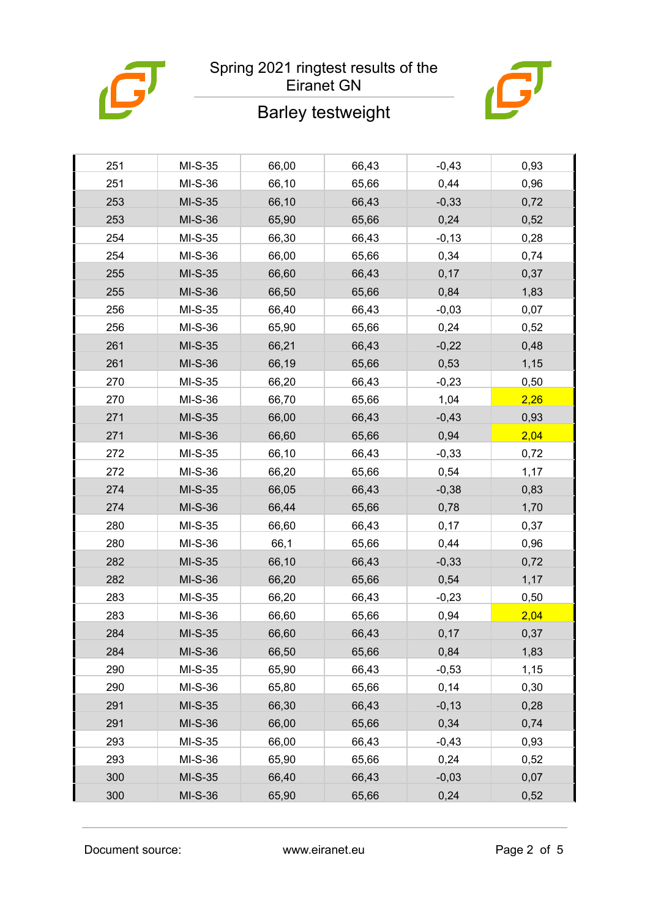# Spring 2021 ringtest results of the Eiranet GN

## Barley testweight

| | | | | | |
|---|---|---|---|---|---|
| 251 | MI-S-35 | 66,00 | 66,43 | -0,43 | 0,93 |
| 251 | MI-S-36 | 66,10 | 65,66 | 0,44 | 0,96 |
| 253 | MI-S-35 | 66,10 | 66,43 | -0,33 | 0,72 |
| 253 | MI-S-36 | 65,90 | 65,66 | 0,24 | 0,52 |
| 254 | MI-S-35 | 66,30 | 66,43 | -0,13 | 0,28 |
| 254 | MI-S-36 | 66,00 | 65,66 | 0,34 | 0,74 |
| 255 | MI-S-35 | 66,60 | 66,43 | 0,17 | 0,37 |
| 255 | MI-S-36 | 66,50 | 65,66 | 0,84 | 1,83 |
| 256 | MI-S-35 | 66,40 | 66,43 | -0,03 | 0,07 |
| 256 | MI-S-36 | 65,90 | 65,66 | 0,24 | 0,52 |
| 261 | MI-S-35 | 66,21 | 66,43 | -0,22 | 0,48 |
| 261 | MI-S-36 | 66,19 | 65,66 | 0,53 | 1,15 |
| 270 | MI-S-35 | 66,20 | 66,43 | -0,23 | 0,50 |
| 270 | MI-S-36 | 66,70 | 65,66 | 1,04 | 2,26 |
| 271 | MI-S-35 | 66,00 | 66,43 | -0,43 | 0,93 |
| 271 | MI-S-36 | 66,60 | 65,66 | 0,94 | 2,04 |
| 272 | MI-S-35 | 66,10 | 66,43 | -0,33 | 0,72 |
| 272 | MI-S-36 | 66,20 | 65,66 | 0,54 | 1,17 |
| 274 | MI-S-35 | 66,05 | 66,43 | -0,38 | 0,83 |
| 274 | MI-S-36 | 66,44 | 65,66 | 0,78 | 1,70 |
| 280 | MI-S-35 | 66,60 | 66,43 | 0,17 | 0,37 |
| 280 | MI-S-36 | 66,1 | 65,66 | 0,44 | 0,96 |
| 282 | MI-S-35 | 66,10 | 66,43 | -0,33 | 0,72 |
| 282 | MI-S-36 | 66,20 | 65,66 | 0,54 | 1,17 |
| 283 | MI-S-35 | 66,20 | 66,43 | -0,23 | 0,50 |
| 283 | MI-S-36 | 66,60 | 65,66 | 0,94 | 2,04 |
| 284 | MI-S-35 | 66,60 | 66,43 | 0,17 | 0,37 |
| 284 | MI-S-36 | 66,50 | 65,66 | 0,84 | 1,83 |
| 290 | MI-S-35 | 65,90 | 66,43 | -0,53 | 1,15 |
| 290 | MI-S-36 | 65,80 | 65,66 | 0,14 | 0,30 |
| 291 | MI-S-35 | 66,30 | 66,43 | -0,13 | 0,28 |
| 291 | MI-S-36 | 66,00 | 65,66 | 0,34 | 0,74 |
| 293 | MI-S-35 | 66,00 | 66,43 | -0,43 | 0,93 |
| 293 | MI-S-36 | 65,90 | 65,66 | 0,24 | 0,52 |
| 300 | MI-S-35 | 66,40 | 66,43 | -0,03 | 0,07 |
| 300 | MI-S-36 | 65,90 | 65,66 | 0,24 | 0,52 |

Document source: www.eiranet.eu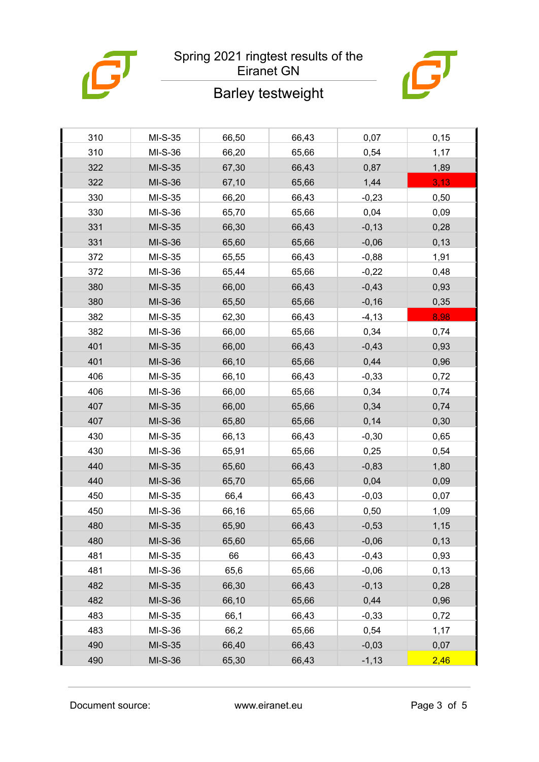Spring 2021 ringtest results of the Eiranet GN

## Barley testweight

| | | | | | |
|---|---|---|---|---|---|
| 310 | MI-S-35 | 66,50 | 66,43 | 0,07 | 0,15 |
| 310 | MI-S-36 | 66,20 | 65,66 | 0,54 | 1,17 |
| 322 | MI-S-35 | 67,30 | 66,43 | 0,87 | 1,89 |
| 322 | MI-S-36 | 67,10 | 65,66 | 1,44 | 3,13 |
| 330 | MI-S-35 | 66,20 | 66,43 | -0,23 | 0,50 |
| 330 | MI-S-36 | 65,70 | 65,66 | 0,04 | 0,09 |
| 331 | MI-S-35 | 66,30 | 66,43 | -0,13 | 0,28 |
| 331 | MI-S-36 | 65,60 | 65,66 | -0,06 | 0,13 |
| 372 | MI-S-35 | 65,55 | 66,43 | -0,88 | 1,91 |
| 372 | MI-S-36 | 65,44 | 65,66 | -0,22 | 0,48 |
| 380 | MI-S-35 | 66,00 | 66,43 | -0,43 | 0,93 |
| 380 | MI-S-36 | 65,50 | 65,66 | -0,16 | 0,35 |
| 382 | MI-S-35 | 62,30 | 66,43 | -4,13 | 8,98 |
| 382 | MI-S-36 | 66,00 | 65,66 | 0,34 | 0,74 |
| 401 | MI-S-35 | 66,00 | 66,43 | -0,43 | 0,93 |
| 401 | MI-S-36 | 66,10 | 65,66 | 0,44 | 0,96 |
| 406 | MI-S-35 | 66,10 | 66,43 | -0,33 | 0,72 |
| 406 | MI-S-36 | 66,00 | 65,66 | 0,34 | 0,74 |
| 407 | MI-S-35 | 66,00 | 65,66 | 0,34 | 0,74 |
| 407 | MI-S-36 | 65,80 | 65,66 | 0,14 | 0,30 |
| 430 | MI-S-35 | 66,13 | 66,43 | -0,30 | 0,65 |
| 430 | MI-S-36 | 65,91 | 65,66 | 0,25 | 0,54 |
| 440 | MI-S-35 | 65,60 | 66,43 | -0,83 | 1,80 |
| 440 | MI-S-36 | 65,70 | 65,66 | 0,04 | 0,09 |
| 450 | MI-S-35 | 66,4 | 66,43 | -0,03 | 0,07 |
| 450 | MI-S-36 | 66,16 | 65,66 | 0,50 | 1,09 |
| 480 | MI-S-35 | 65,90 | 66,43 | -0,53 | 1,15 |
| 480 | MI-S-36 | 65,60 | 65,66 | -0,06 | 0,13 |
| 481 | MI-S-35 | 66 | 66,43 | -0,43 | 0,93 |
| 481 | MI-S-36 | 65,6 | 65,66 | -0,06 | 0,13 |
| 482 | MI-S-35 | 66,30 | 66,43 | -0,13 | 0,28 |
| 482 | MI-S-36 | 66,10 | 65,66 | 0,44 | 0,96 |
| 483 | MI-S-35 | 66,1 | 66,43 | -0,33 | 0,72 |
| 483 | MI-S-36 | 66,2 | 65,66 | 0,54 | 1,17 |
| 490 | MI-S-35 | 66,40 | 66,43 | -0,03 | 0,07 |
| 490 | MI-S-36 | 65,30 | 66,43 | -1,13 | 2,46 |

Document source: www.eiranet.eu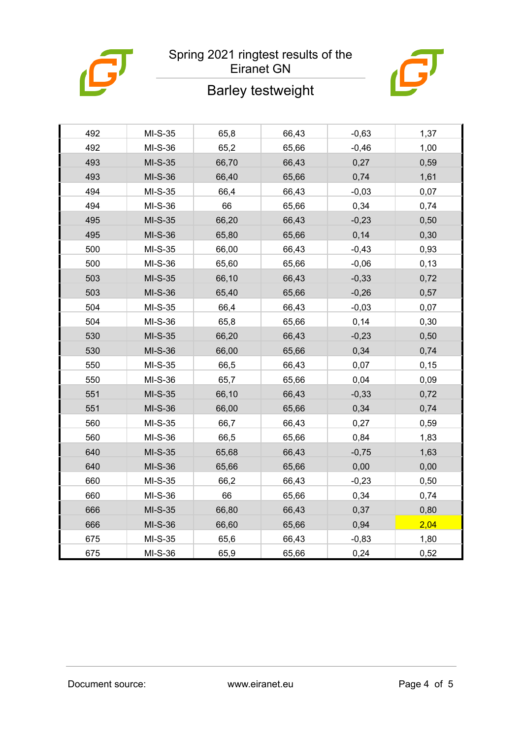# Spring 2021 ringtest results of the Eiranet GN

## Barley testweight

| | | | | | |
|---|---|---|---|---|---|
| 492 | MI-S-35 | 65,8 | 66,43 | -0,63 | 1,37 |
| 492 | MI-S-36 | 65,2 | 65,66 | -0,46 | 1,00 |
| 493 | MI-S-35 | 66,70 | 66,43 | 0,27 | 0,59 |
| 493 | MI-S-36 | 66,40 | 65,66 | 0,74 | 1,61 |
| 494 | MI-S-35 | 66,4 | 66,43 | -0,03 | 0,07 |
| 494 | MI-S-36 | 66 | 65,66 | 0,34 | 0,74 |
| 495 | MI-S-35 | 66,20 | 66,43 | -0,23 | 0,50 |
| 495 | MI-S-36 | 65,80 | 65,66 | 0,14 | 0,30 |
| 500 | MI-S-35 | 66,00 | 66,43 | -0,43 | 0,93 |
| 500 | MI-S-36 | 65,60 | 65,66 | -0,06 | 0,13 |
| 503 | MI-S-35 | 66,10 | 66,43 | -0,33 | 0,72 |
| 503 | MI-S-36 | 65,40 | 65,66 | -0,26 | 0,57 |
| 504 | MI-S-35 | 66,4 | 66,43 | -0,03 | 0,07 |
| 504 | MI-S-36 | 65,8 | 65,66 | 0,14 | 0,30 |
| 530 | MI-S-35 | 66,20 | 66,43 | -0,23 | 0,50 |
| 530 | MI-S-36 | 66,00 | 65,66 | 0,34 | 0,74 |
| 550 | MI-S-35 | 66,5 | 66,43 | 0,07 | 0,15 |
| 550 | MI-S-36 | 65,7 | 65,66 | 0,04 | 0,09 |
| 551 | MI-S-35 | 66,10 | 66,43 | -0,33 | 0,72 |
| 551 | MI-S-36 | 66,00 | 65,66 | 0,34 | 0,74 |
| 560 | MI-S-35 | 66,7 | 66,43 | 0,27 | 0,59 |
| 560 | MI-S-36 | 66,5 | 65,66 | 0,84 | 1,83 |
| 640 | MI-S-35 | 65,68 | 66,43 | -0,75 | 1,63 |
| 640 | MI-S-36 | 65,66 | 65,66 | 0,00 | 0,00 |
| 660 | MI-S-35 | 66,2 | 66,43 | -0,23 | 0,50 |
| 660 | MI-S-36 | 66 | 65,66 | 0,34 | 0,74 |
| 666 | MI-S-35 | 66,80 | 66,43 | 0,37 | 0,80 |
| 666 | MI-S-36 | 66,60 | 65,66 | 0,94 | 2,04 |
| 675 | MI-S-35 | 65,6 | 66,43 | -0,83 | 1,80 |
| 675 | MI-S-36 | 65,9 | 65,66 | 0,24 | 0,52 |

Document source: www.eiranet.eu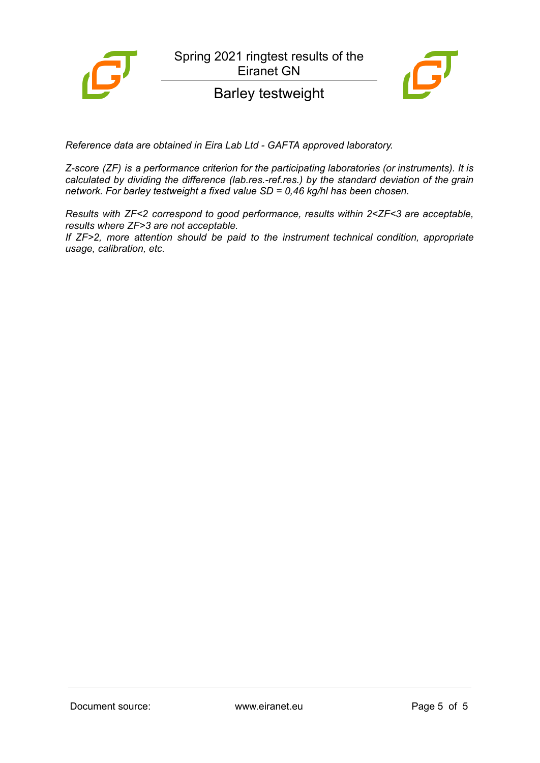*Reference data are obtained in Eira Lab Ltd - GAFTA approved laboratory.*

*Z-score (ZF) is a performance criterion for the participating laboratories (or instruments). It is calculated by dividing the difference (lab.res.-ref.res.) by the standard deviation of the grain network. For barley testweight a fixed value SD = 0,46 kg/hl has been chosen.*

*Results with ZF<2 correspond to good performance, results within 2<ZF<3 are acceptable, results where ZF>3 are not acceptable.*
*If ZF>2, more attention should be paid to the instrument technical condition, appropriate usage, calibration, etc.*